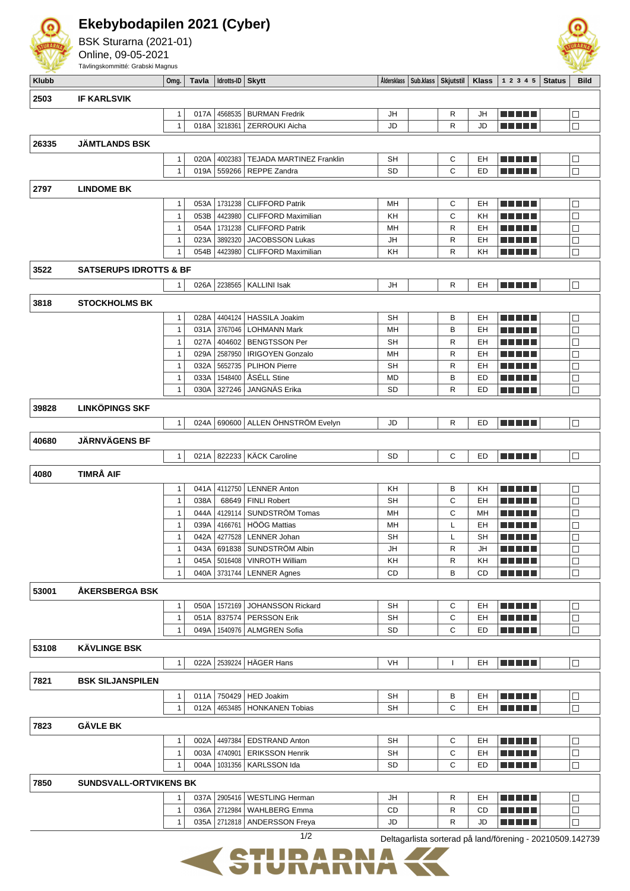# Ekebybodapilen 2021 (Cyber)

BSK Sturarna (2021-01)
Online, 09-05-2021
Tävlingskommitté: Grabski Magnus

| Klubb | | Omg. | Tavla | Idrotts-ID | Skytt | Åldersklass | Sub.klass | Skjutstil | Klass | 1 2 3 4 5 | Status | Bild |
|---|---|---|---|---|---|---|---|---|---|---|---|---|
| **2503** | **IF KARLSVIK** | | | | | | | | | | | |
| | | 1 | 017A | 4568535 | BURMAN Fredrik | JH | | R | JH | | | ☐ |
| | | 1 | 018A | 3218361 | ZERROUKI Aicha | JD | | R | JD | | | ☐ |
| **26335** | **JÄMTLANDS BSK** | | | | | | | | | | | |
| | | 1 | 020A | 4002383 | TEJADA MARTINEZ Franklin | SH | | C | EH | | | ☐ |
| | | 1 | 019A | 559266 | REPPE Zandra | SD | | C | ED | | | ☐ |
| **2797** | **LINDOME BK** | | | | | | | | | | | |
| | | 1 | 053A | 1731238 | CLIFFORD Patrik | MH | | C | EH | | | ☐ |
| | | 1 | 053B | 4423980 | CLIFFORD Maximilian | KH | | C | KH | | | ☐ |
| | | 1 | 054A | 1731238 | CLIFFORD Patrik | MH | | R | EH | | | ☐ |
| | | 1 | 023A | 3892320 | JACOBSSON Lukas | JH | | R | EH | | | ☐ |
| | | 1 | 054B | 4423980 | CLIFFORD Maximilian | KH | | R | KH | | | ☐ |
| **3522** | **SATSERUPS IDROTTS & BF** | | | | | | | | | | | |
| | | 1 | 026A | 2238565 | KALLINI Isak | JH | | R | EH | | | ☐ |
| **3818** | **STOCKHOLMS BK** | | | | | | | | | | | |
| | | 1 | 028A | 4404124 | HASSILA Joakim | SH | | B | EH | | | ☐ |
| | | 1 | 031A | 3767046 | LOHMANN Mark | MH | | B | EH | | | ☐ |
| | | 1 | 027A | 404602 | BENGTSSON Per | SH | | R | EH | | | ☐ |
| | | 1 | 029A | 2587950 | IRIGOYEN Gonzalo | MH | | R | EH | | | ☐ |
| | | 1 | 032A | 5652735 | PLIHON Pierre | SH | | R | EH | | | ☐ |
| | | 1 | 033A | 1548400 | ÅSÉLL Stine | MD | | B | ED | | | ☐ |
| | | 1 | 030A | 327246 | JANGNÄS Erika | SD | | R | ED | | | ☐ |
| **39828** | **LINKÖPINGS SKF** | | | | | | | | | | | |
| | | 1 | 024A | 690600 | ALLEN ÖHNSTRÖM Evelyn | JD | | R | ED | | | ☐ |
| **40680** | **JÄRNVÄGENS BF** | | | | | | | | | | | |
| | | 1 | 021A | 822233 | KÄCK Caroline | SD | | C | ED | | | ☐ |
| **4080** | **TIMRÅ AIF** | | | | | | | | | | | |
| | | 1 | 041A | 4112750 | LENNER Anton | KH | | B | KH | | | ☐ |
| | | 1 | 038A | 68649 | FINLI Robert | SH | | C | EH | | | ☐ |
| | | 1 | 044A | 4129114 | SUNDSTRÖM Tomas | MH | | C | MH | | | ☐ |
| | | 1 | 039A | 4166761 | HÖÖG Mattias | MH | | L | EH | | | ☐ |
| | | 1 | 042A | 4277528 | LENNER Johan | SH | | L | SH | | | ☐ |
| | | 1 | 043A | 691838 | SUNDSTRÖM Albin | JH | | R | JH | | | ☐ |
| | | 1 | 045A | 5016408 | VINROTH William | KH | | R | KH | | | ☐ |
| | | 1 | 040A | 3731744 | LENNER Agnes | CD | | B | CD | | | ☐ |
| **53001** | **ÅKERSBERGA BSK** | | | | | | | | | | | |
| | | 1 | 050A | 1572169 | JOHANSSON Rickard | SH | | C | EH | | | ☐ |
| | | 1 | 051A | 837574 | PERSSON Erik | SH | | C | EH | | | ☐ |
| | | 1 | 049A | 1540976 | ALMGREN Sofia | SD | | C | ED | | | ☐ |
| **53108** | **KÄVLINGE BSK** | | | | | | | | | | | |
| | | 1 | 022A | 2539224 | HÄGER Hans | VH | | I | EH | | | ☐ |
| **7821** | **BSK SILJANSPILEN** | | | | | | | | | | | |
| | | 1 | 011A | 750429 | HED Joakim | SH | | B | EH | | | ☐ |
| | | 1 | 012A | 4653485 | HONKANEN Tobias | SH | | C | EH | | | ☐ |
| **7823** | **GÄVLE BK** | | | | | | | | | | | |
| | | 1 | 002A | 4497384 | EDSTRAND Anton | SH | | C | EH | | | ☐ |
| | | 1 | 003A | 4740901 | ERIKSSON Henrik | SH | | C | EH | | | ☐ |
| | | 1 | 004A | 1031356 | KARLSSON Ida | SD | | C | ED | | | ☐ |
| **7850** | **SUNDSVALL-ORTVIKENS BK** | | | | | | | | | | | |
| | | 1 | 037A | 2905416 | WESTLING Herman | JH | | R | EH | | | ☐ |
| | | 1 | 036A | 2712984 | WAHLBERG Emma | CD | | R | CD | | | ☐ |
| | | 1 | 035A | 2712818 | ANDERSSON Freya | JD | | R | JD | | | ☐ |

Deltagarlista sorterad på land/förening - 20210509.142739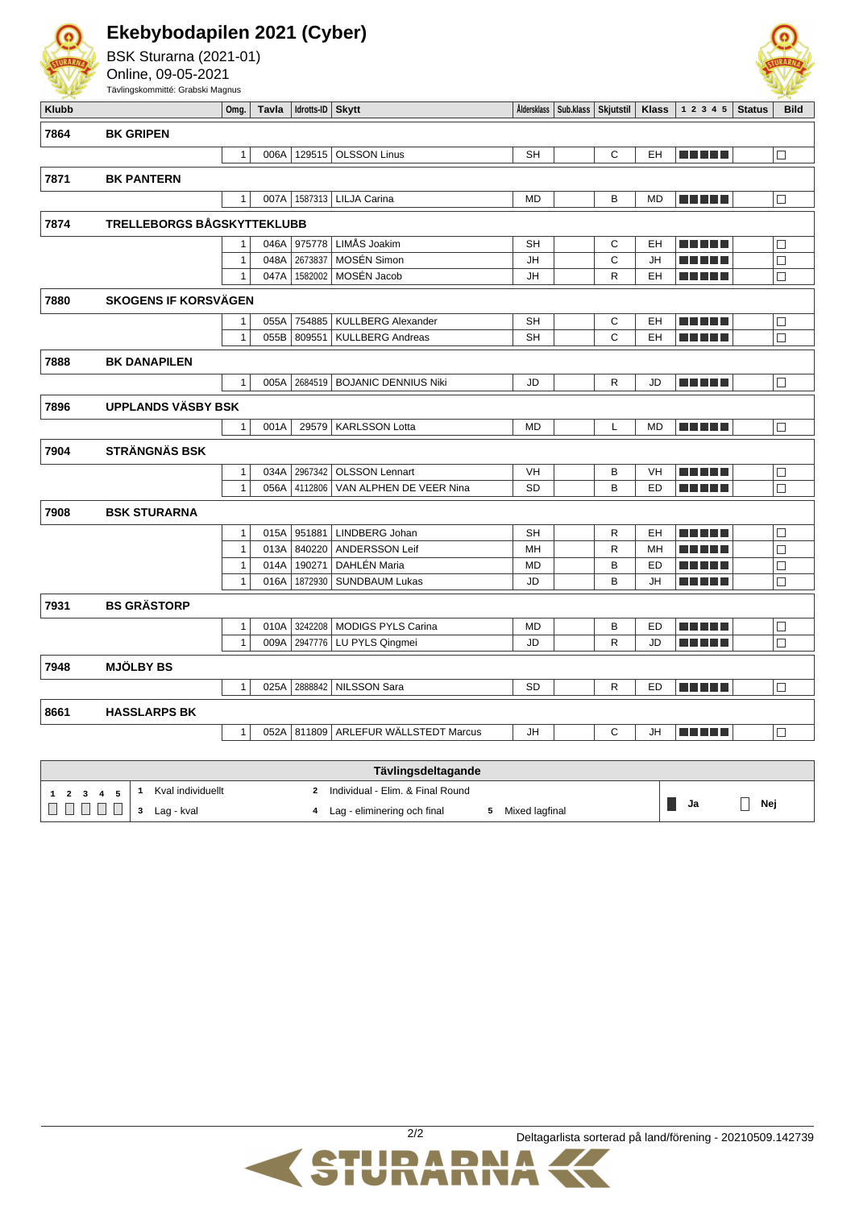# Ekebybodapilen 2021 (Cyber)

BSK Sturarna (2021-01)

Online, 09-05-2021

Tävlingskommitté: Grabski Magnus

| Klubb | | Omg. | Tavla | Idrotts-ID | Skytt | Åldersklass | Sub.klass | Skjutstil | Klass | 1 2 3 4 5 | Status | Bild |
|---|---|---|---|---|---|---|---|---|---|---|---|---|
| **7864** | **BK GRIPEN** | | | | | | | | | | | |
| | | 1 | 006A | 129515 | OLSSON Linus | SH | | C | EH | ■■■■■ | | ☐ |
| **7871** | **BK PANTERN** | | | | | | | | | | | |
| | | 1 | 007A | 1587313 | LILJA Carina | MD | | B | MD | ■■■■■ | | ☐ |
| **7874** | **TRELLEBORGS BÅGSKYTTEKLUBB** | | | | | | | | | | | |
| | | 1 | 046A | 975778 | LIMÅS Joakim | SH | | C | EH | ■■■■■ | | ☐ |
| | | 1 | 048A | 2673837 | MOSÉN Simon | JH | | C | JH | ■■■■■ | | ☐ |
| | | 1 | 047A | 1582002 | MOSÉN Jacob | JH | | R | EH | ■■■■■ | | ☐ |
| **7880** | **SKOGENS IF KORSVÄGEN** | | | | | | | | | | | |
| | | 1 | 055A | 754885 | KULLBERG Alexander | SH | | C | EH | ■■■■■ | | ☐ |
| | | 1 | 055B | 809551 | KULLBERG Andreas | SH | | C | EH | ■■■■■ | | ☐ |
| **7888** | **BK DANAPILEN** | | | | | | | | | | | |
| | | 1 | 005A | 2684519 | BOJANIC DENNIUS Niki | JD | | R | JD | ■■■■■ | | ☐ |
| **7896** | **UPPLANDS VÄSBY BSK** | | | | | | | | | | | |
| | | 1 | 001A | 29579 | KARLSSON Lotta | MD | | L | MD | ■■■■■ | | ☐ |
| **7904** | **STRÄNGNÄS BSK** | | | | | | | | | | | |
| | | 1 | 034A | 2967342 | OLSSON Lennart | VH | | B | VH | ■■■■■ | | ☐ |
| | | 1 | 056A | 4112806 | VAN ALPHEN DE VEER Nina | SD | | B | ED | ■■■■■ | | ☐ |
| **7908** | **BSK STURARNA** | | | | | | | | | | | |
| | | 1 | 015A | 951881 | LINDBERG Johan | SH | | R | EH | ■■■■■ | | ☐ |
| | | 1 | 013A | 840220 | ANDERSSON Leif | MH | | R | MH | ■■■■■ | | ☐ |
| | | 1 | 014A | 190271 | DAHLÉN Maria | MD | | B | ED | ■■■■■ | | ☐ |
| | | 1 | 016A | 1872930 | SUNDBAUM Lukas | JD | | B | JH | ■■■■■ | | ☐ |
| **7931** | **BS GRÄSTORP** | | | | | | | | | | | |
| | | 1 | 010A | 3242208 | MODIGS PYLS Carina | MD | | B | ED | ■■■■■ | | ☐ |
| | | 1 | 009A | 2947776 | LU PYLS Qingmei | JD | | R | JD | ■■■■■ | | ☐ |
| **7948** | **MJÖLBY BS** | | | | | | | | | | | |
| | | 1 | 025A | 2888842 | NILSSON Sara | SD | | R | ED | ■■■■■ | | ☐ |
| **8661** | **HASSLARPS BK** | | | | | | | | | | | |
| | | 1 | 052A | 811809 | ARLEFUR WÄLLSTEDT Marcus | JH | | C | JH | ■■■■■ | | ☐ |

**Tävlingsdeltagande**

| 1 2 3 4 5 | | | | |
|---|---|---|---|---|
| ☐ ☐ ☐ ☐ ☐ | **1** Kval individuellt | **2** Individual - Elim. & Final Round | | ■ **Ja** ☐ **Nej** |
| | **3** Lag - kval | **4** Lag - eliminering och final | **5** Mixed lagfinal | |

Deltagarlista sorterad på land/förening - 20210509.142739